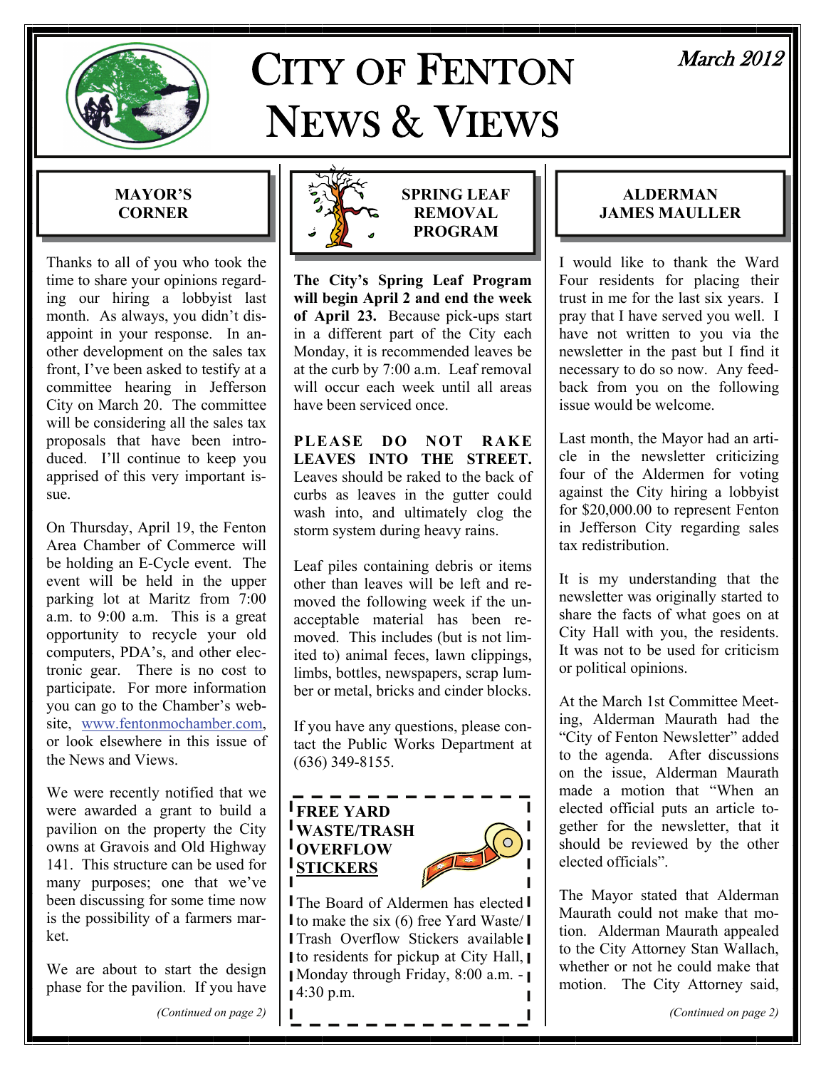# CITY OF FENTON NEWS & VIEWS

*March 2012*

## MAYOR'S CORNER

Thanks to all of you who took the time to share your opinions regarding our hiring a lobbyist last month. As always, you didn't disappoint in your response. In another development on the sales tax front, I've been asked to testify at a committee hearing in Jefferson City on March 20. The committee will be considering all the sales tax proposals that have been introduced. I'll continue to keep you apprised of this very important issue.

On Thursday, April 19, the Fenton Area Chamber of Commerce will be holding an E-Cycle event. The event will be held in the upper parking lot at Maritz from 7:00 a.m. to 9:00 a.m. This is a great opportunity to recycle your old computers, PDA's, and other electronic gear. There is no cost to participate. For more information you can go to the Chamber's website, www.fentonmochamber.com, or look elsewhere in this issue of the News and Views.

We were recently notified that we were awarded a grant to build a pavilion on the property the City owns at Gravois and Old Highway 141. This structure can be used for many purposes; one that we've been discussing for some time now is the possibility of a farmers market.

We are about to start the design phase for the pavilion. If you have

*(Continued on page 2)*

## SPRING LEAF REMOVAL PROGRAM

**The City's Spring Leaf Program will begin April 2 and end the week of April 23.** Because pick-ups start in a different part of the City each Monday, it is recommended leaves be at the curb by 7:00 a.m. Leaf removal will occur each week until all areas have been serviced once.

**PLEASE DO NOT RAKE LEAVES INTO THE STREET.** Leaves should be raked to the back of curbs as leaves in the gutter could wash into, and ultimately clog the storm system during heavy rains.

Leaf piles containing debris or items other than leaves will be left and removed the following week if the unacceptable material has been removed. This includes (but is not limited to) animal feces, lawn clippings, limbs, bottles, newspapers, scrap lumber or metal, bricks and cinder blocks.

If you have any questions, please contact the Public Works Department at (636) 349-8155.

### FREE YARD WASTE/TRASH OVERFLOW STICKERS

The Board of Aldermen has elected to make the six (6) free Yard Waste/Trash Overflow Stickers available to residents for pickup at City Hall, Monday through Friday, 8:00 a.m. - 4:30 p.m.

## ALDERMAN JAMES MAULLER

I would like to thank the Ward Four residents for placing their trust in me for the last six years. I pray that I have served you well. I have not written to you via the newsletter in the past but I find it necessary to do so now. Any feedback from you on the following issue would be welcome.

Last month, the Mayor had an article in the newsletter criticizing four of the Aldermen for voting against the City hiring a lobbyist for $20,000.00 to represent Fenton in Jefferson City regarding sales tax redistribution.

It is my understanding that the newsletter was originally started to share the facts of what goes on at City Hall with you, the residents. It was not to be used for criticism or political opinions.

At the March 1st Committee Meeting, Alderman Maurath had the "City of Fenton Newsletter" added to the agenda. After discussions on the issue, Alderman Maurath made a motion that "When an elected official puts an article together for the newsletter, that it should be reviewed by the other elected officials".

The Mayor stated that Alderman Maurath could not make that motion. Alderman Maurath appealed to the City Attorney Stan Wallach, whether or not he could make that motion. The City Attorney said,

*(Continued on page 2)*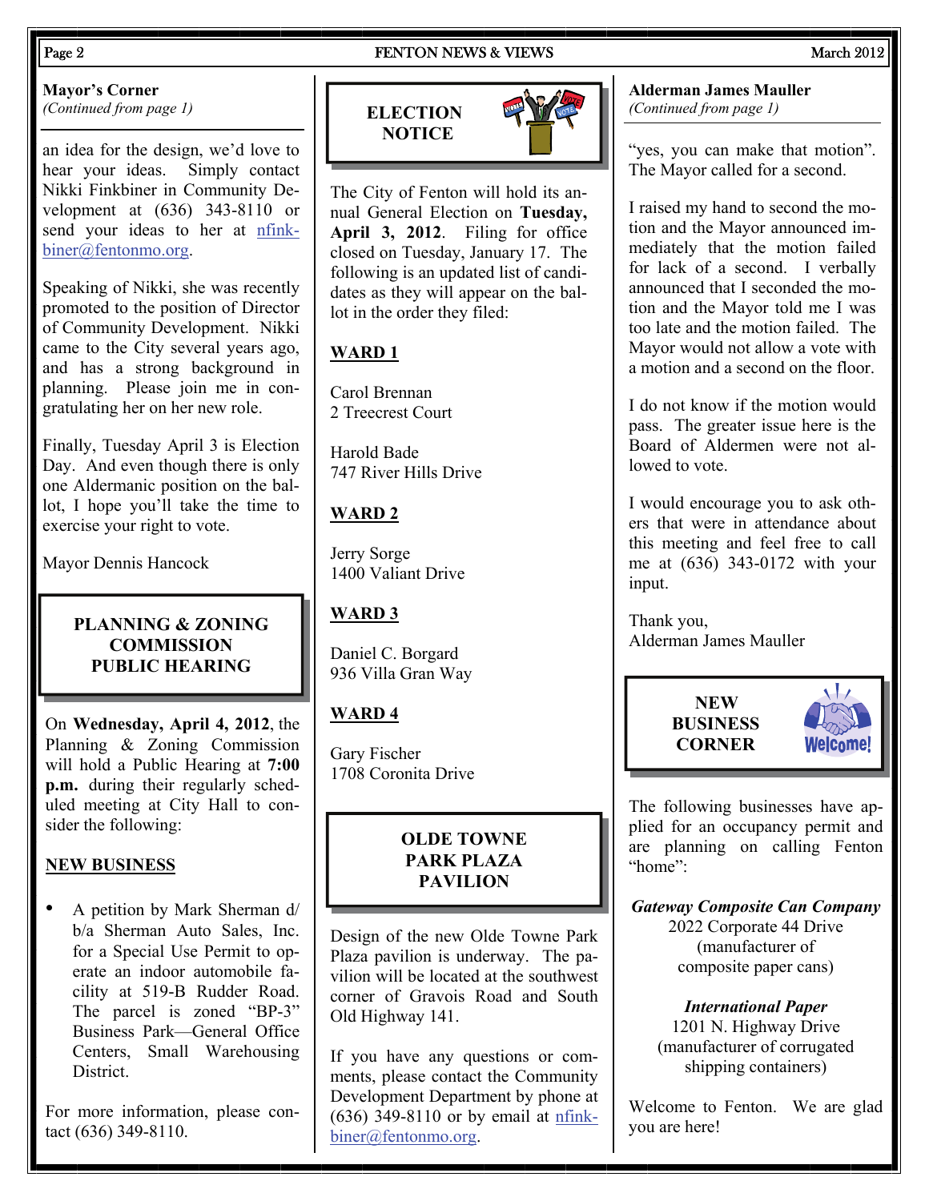## Mayor's Corner

*(Continued from page 1)*

an idea for the design, we'd love to hear your ideas. Simply contact Nikki Finkbiner in Community Development at (636) 343-8110 or send your ideas to her at nfinkbiner@fentonmo.org.

Speaking of Nikki, she was recently promoted to the position of Director of Community Development. Nikki came to the City several years ago, and has a strong background in planning. Please join me in congratulating her on her new role.

Finally, Tuesday April 3 is Election Day. And even though there is only one Aldermanic position on the ballot, I hope you'll take the time to exercise your right to vote.

Mayor Dennis Hancock

## PLANNING & ZONING COMMISSION PUBLIC HEARING

On **Wednesday, April 4, 2012**, the Planning & Zoning Commission will hold a Public Hearing at **7:00 p.m.** during their regularly scheduled meeting at City Hall to consider the following:

**NEW BUSINESS**

- A petition by Mark Sherman d/b/a Sherman Auto Sales, Inc. for a Special Use Permit to operate an indoor automobile facility at 519-B Rudder Road. The parcel is zoned "BP-3" Business Park—General Office Centers, Small Warehousing District.

For more information, please contact (636) 349-8110.

## ELECTION NOTICE

The City of Fenton will hold its annual General Election on **Tuesday, April 3, 2012**. Filing for office closed on Tuesday, January 17. The following is an updated list of candidates as they will appear on the ballot in the order they filed:

**WARD 1**

Carol Brennan
2 Treecrest Court

Harold Bade
747 River Hills Drive

**WARD 2**

Jerry Sorge
1400 Valiant Drive

**WARD 3**

Daniel C. Borgard
936 Villa Gran Way

**WARD 4**

Gary Fischer
1708 Coronita Drive

## OLDE TOWNE PARK PLAZA PAVILION

Design of the new Olde Towne Park Plaza pavilion is underway. The pavilion will be located at the southwest corner of Gravois Road and South Old Highway 141.

If you have any questions or comments, please contact the Community Development Department by phone at (636) 349-8110 or by email at nfinkbiner@fentonmo.org.

## Alderman James Mauller

*(Continued from page 1)*

"yes, you can make that motion". The Mayor called for a second.

I raised my hand to second the motion and the Mayor announced immediately that the motion failed for lack of a second. I verbally announced that I seconded the motion and the Mayor told me I was too late and the motion failed. The Mayor would not allow a vote with a motion and a second on the floor.

I do not know if the motion would pass. The greater issue here is the Board of Aldermen were not allowed to vote.

I would encourage you to ask others that were in attendance about this meeting and feel free to call me at (636) 343-0172 with your input.

Thank you,
Alderman James Mauller

## NEW BUSINESS CORNER

The following businesses have applied for an occupancy permit and are planning on calling Fenton "home":

***Gateway Composite Can Company***
2022 Corporate 44 Drive
(manufacturer of composite paper cans)

***International Paper***
1201 N. Highway Drive
(manufacturer of corrugated shipping containers)

Welcome to Fenton. We are glad you are here!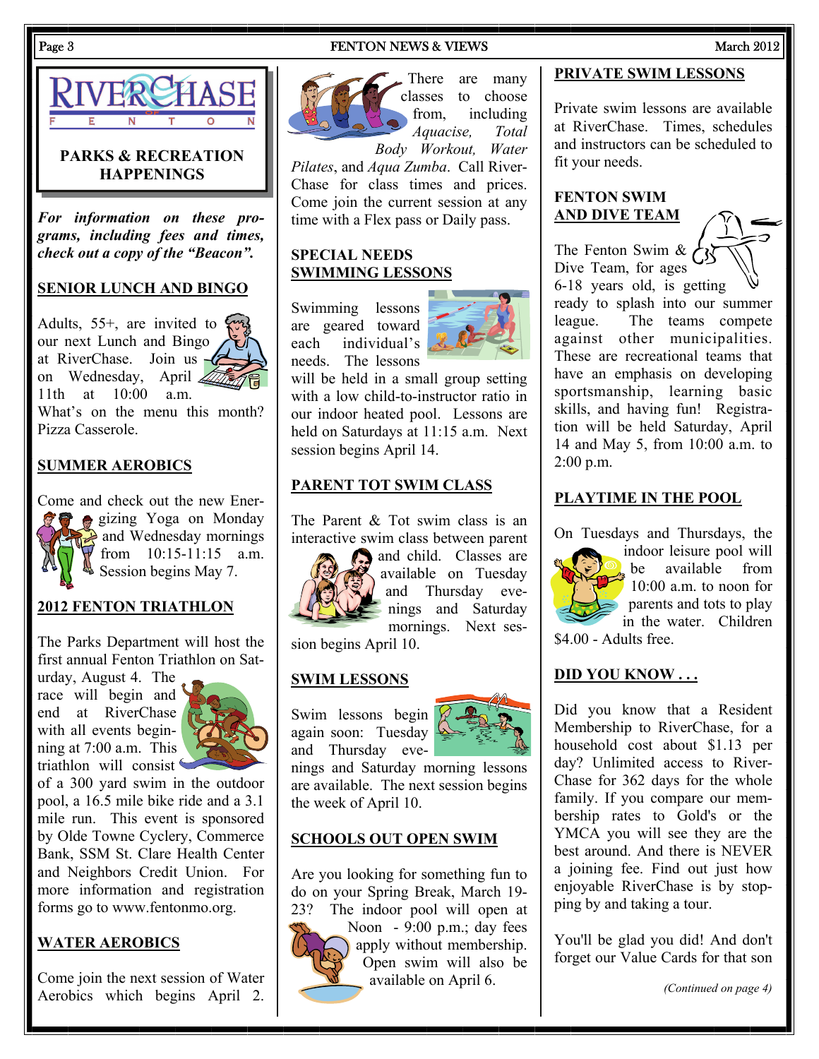# RIVERCHASE OF FENTON

## PARKS & RECREATION HAPPENINGS

*For information on these programs, including fees and times, check out a copy of the "Beacon".*

### SENIOR LUNCH AND BINGO

Adults, 55+, are invited to our next Lunch and Bingo at RiverChase. Join us on Wednesday, April 11th at 10:00 a.m. What's on the menu this month? Pizza Casserole.

### SUMMER AEROBICS

Come and check out the new Energizing Yoga on Monday and Wednesday mornings from 10:15-11:15 a.m. Session begins May 7.

### 2012 FENTON TRIATHLON

The Parks Department will host the first annual Fenton Triathlon on Saturday, August 4. The race will begin and end at RiverChase with all events beginning at 7:00 a.m. This triathlon will consist of a 300 yard swim in the outdoor pool, a 16.5 mile bike ride and a 3.1 mile run. This event is sponsored by Olde Towne Cyclery, Commerce Bank, SSM St. Clare Health Center and Neighbors Credit Union. For more information and registration forms go to www.fentonmo.org.

### WATER AEROBICS

Come join the next session of Water Aerobics which begins April 2. There are many classes to choose from, including *Aquacise, Total Body Workout, Water Pilates*, and *Aqua Zumba*. Call RiverChase for class times and prices. Come join the current session at any time with a Flex pass or Daily pass.

### SPECIAL NEEDS SWIMMING LESSONS

Swimming lessons are geared toward each individual's needs. The lessons will be held in a small group setting with a low child-to-instructor ratio in our indoor heated pool. Lessons are held on Saturdays at 11:15 a.m. Next session begins April 14.

### PARENT TOT SWIM CLASS

The Parent & Tot swim class is an interactive swim class between parent and child. Classes are available on Tuesday and Thursday evenings and Saturday mornings. Next session begins April 10.

### SWIM LESSONS

Swim lessons begin again soon: Tuesday and Thursday evenings and Saturday morning lessons are available. The next session begins the week of April 10.

### SCHOOLS OUT OPEN SWIM

Are you looking for something fun to do on your Spring Break, March 19-23? The indoor pool will open at Noon - 9:00 p.m.; day fees apply without membership. Open swim will also be available on April 6.

### PRIVATE SWIM LESSONS

Private swim lessons are available at RiverChase. Times, schedules and instructors can be scheduled to fit your needs.

### FENTON SWIM AND DIVE TEAM

The Fenton Swim & Dive Team, for ages 6-18 years old, is getting ready to splash into our summer league. The teams compete against other municipalities. These are recreational teams that have an emphasis on developing sportsmanship, learning basic skills, and having fun! Registration will be held Saturday, April 14 and May 5, from 10:00 a.m. to 2:00 p.m.

### PLAYTIME IN THE POOL

On Tuesdays and Thursdays, the indoor leisure pool will be available from 10:00 a.m. to noon for parents and tots to play in the water. Children $4.00 - Adults free.

### DID YOU KNOW . . .

Did you know that a Resident Membership to RiverChase, for a household cost about $1.13 per day? Unlimited access to RiverChase for 362 days for the whole family. If you compare our membership rates to Gold's or the YMCA you will see they are the best around. And there is NEVER a joining fee. Find out just how enjoyable RiverChase is by stopping by and taking a tour.

You'll be glad you did! And don't forget our Value Cards for that son

*(Continued on page 4)*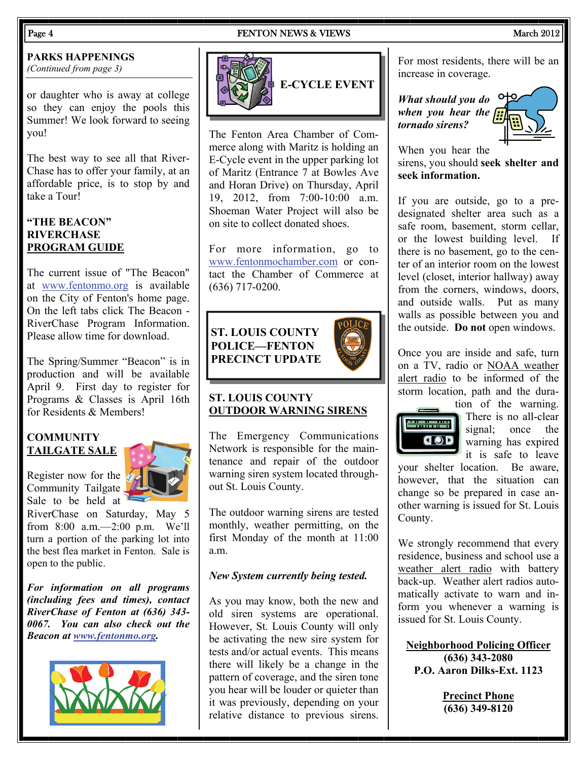## PARKS HAPPENINGS

*(Continued from page 3)*

or daughter who is away at college so they can enjoy the pools this Summer! We look forward to seeing you!

The best way to see all that River-Chase has to offer your family, at an affordable price, is to stop by and take a Tour!

### "THE BEACON" RIVERCHASE PROGRAM GUIDE

The current issue of "The Beacon" at www.fentonmo.org is available on the City of Fenton's home page. On the left tabs click The Beacon - RiverChase Program Information. Please allow time for download.

The Spring/Summer "Beacon" is in production and will be available April 9. First day to register for Programs & Classes is April 16th for Residents & Members!

### COMMUNITY TAILGATE SALE

Register now for the Community Tailgate Sale to be held at RiverChase on Saturday, May 5 from 8:00 a.m.—2:00 p.m. We'll turn a portion of the parking lot into the best flea market in Fenton. Sale is open to the public.

***For information on all programs (including fees and times), contact RiverChase of Fenton at (636) 343-0067. You can also check out the Beacon at www.fentonmo.org.***

## E-CYCLE EVENT

The Fenton Area Chamber of Commerce along with Maritz is holding an E-Cycle event in the upper parking lot of Maritz (Entrance 7 at Bowles Ave and Horan Drive) on Thursday, April 19, 2012, from 7:00-10:00 a.m. Shoeman Water Project will also be on site to collect donated shoes.

For more information, go to www.fentonmochamber.com or contact the Chamber of Commerce at (636) 717-0200.

## ST. LOUIS COUNTY POLICE—FENTON PRECINCT UPDATE

### ST. LOUIS COUNTY OUTDOOR WARNING SIRENS

The Emergency Communications Network is responsible for the maintenance and repair of the outdoor warning siren system located throughout St. Louis County.

The outdoor warning sirens are tested monthly, weather permitting, on the first Monday of the month at 11:00 a.m.

***New System currently being tested.***

As you may know, both the new and old siren systems are operational. However, St. Louis County will only be activating the new sire system for tests and/or actual events. This means there will likely be a change in the pattern of coverage, and the siren tone you hear will be louder or quieter than it was previously, depending on your relative distance to previous sirens. For most residents, there will be an increase in coverage.

***What should you do when you hear the tornado sirens?***

When you hear the sirens, you should **seek shelter and seek information.**

If you are outside, go to a pre-designated shelter area such as a safe room, basement, storm cellar, or the lowest building level. If there is no basement, go to the center of an interior room on the lowest level (closet, interior hallway) away from the corners, windows, doors, and outside walls. Put as many walls as possible between you and the outside. **Do not** open windows.

Once you are inside and safe, turn on a TV, radio or NOAA weather alert radio to be informed of the storm location, path and the duration of the warning. There is no all-clear signal; once the warning has expired it is safe to leave your shelter location. Be aware, however, that the situation can change so be prepared in case another warning is issued for St. Louis County.

We strongly recommend that every residence, business and school use a weather alert radio with battery back-up. Weather alert radios automatically activate to warn and inform you whenever a warning is issued for St. Louis County.

**Neighborhood Policing Officer**
**(636) 343-2080**
**P.O. Aaron Dilks-Ext. 1123**

**Precinct Phone**
**(636) 349-8120**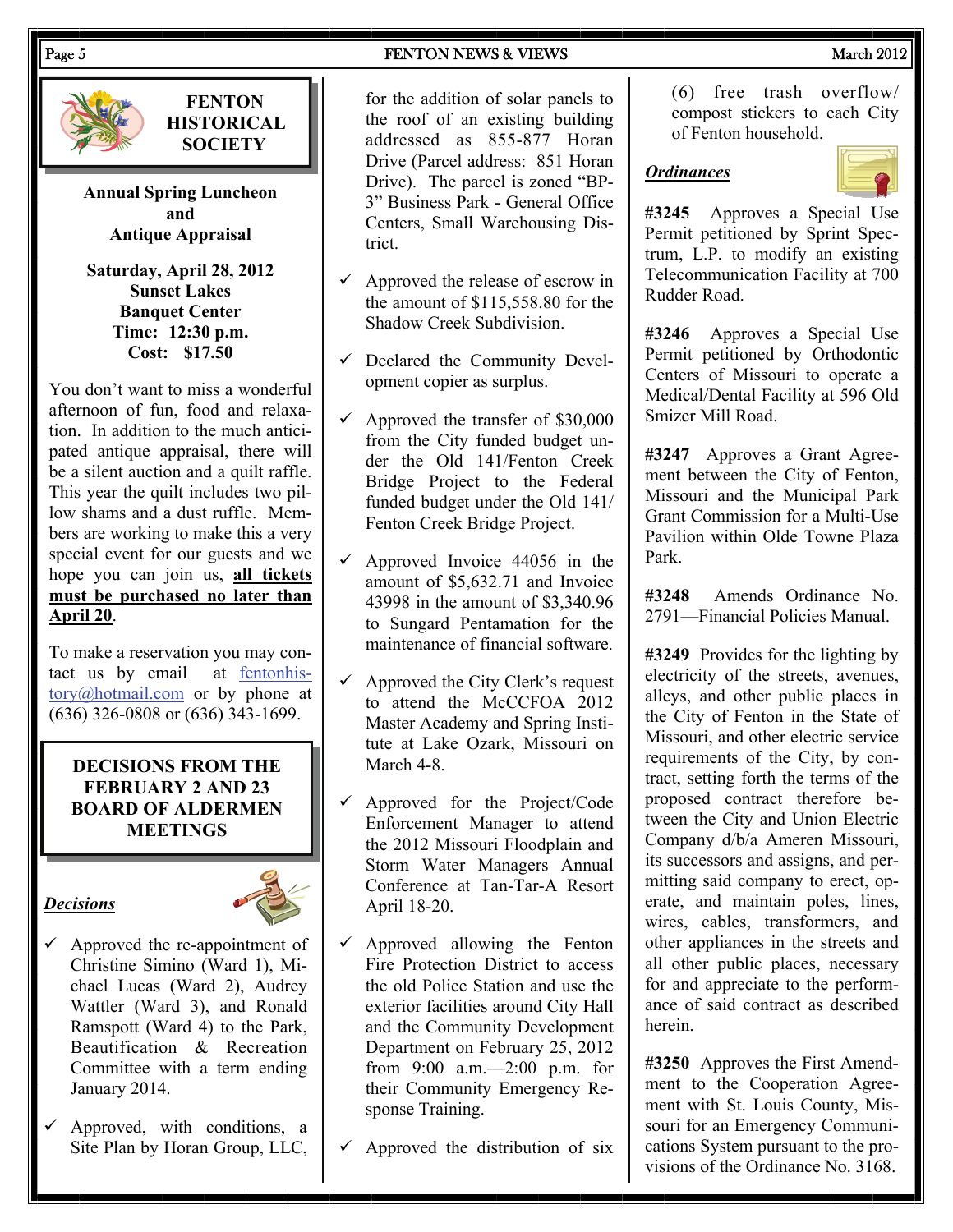## FENTON HISTORICAL SOCIETY

**Annual Spring Luncheon and Antique Appraisal**

**Saturday, April 28, 2012**
**Sunset Lakes Banquet Center**
**Time: 12:30 p.m.**
**Cost: $17.50**

You don't want to miss a wonderful afternoon of fun, food and relaxation. In addition to the much anticipated antique appraisal, there will be a silent auction and a quilt raffle. This year the quilt includes two pillow shams and a dust ruffle. Members are working to make this a very special event for our guests and we hope you can join us, **all tickets must be purchased no later than April 20**.

To make a reservation you may contact us by email at fentonhistory@hotmail.com or by phone at (636) 326-0808 or (636) 343-1699.

## DECISIONS FROM THE FEBRUARY 2 AND 23 BOARD OF ALDERMEN MEETINGS

### *Decisions*

- ✓ Approved the re-appointment of Christine Simino (Ward 1), Michael Lucas (Ward 2), Audrey Wattler (Ward 3), and Ronald Ramspott (Ward 4) to the Park, Beautification & Recreation Committee with a term ending January 2014.
- ✓ Approved, with conditions, a Site Plan by Horan Group, LLC, for the addition of solar panels to the roof of an existing building addressed as 855-877 Horan Drive (Parcel address: 851 Horan Drive). The parcel is zoned "BP-3" Business Park - General Office Centers, Small Warehousing District.
- ✓ Approved the release of escrow in the amount of $115,558.80 for the Shadow Creek Subdivision.
- ✓ Declared the Community Development copier as surplus.
- ✓ Approved the transfer of $30,000 from the City funded budget under the Old 141/Fenton Creek Bridge Project to the Federal funded budget under the Old 141/ Fenton Creek Bridge Project.
- ✓ Approved Invoice 44056 in the amount of $5,632.71 and Invoice 43998 in the amount of $3,340.96 to Sungard Pentamation for the maintenance of financial software.
- ✓ Approved the City Clerk's request to attend the McCCFOA 2012 Master Academy and Spring Institute at Lake Ozark, Missouri on March 4-8.
- ✓ Approved for the Project/Code Enforcement Manager to attend the 2012 Missouri Floodplain and Storm Water Managers Annual Conference at Tan-Tar-A Resort April 18-20.
- ✓ Approved allowing the Fenton Fire Protection District to access the old Police Station and use the exterior facilities around City Hall and the Community Development Department on February 25, 2012 from 9:00 a.m.—2:00 p.m. for their Community Emergency Response Training.
- ✓ Approved the distribution of six (6) free trash overflow/ compost stickers to each City of Fenton household.

### *Ordinances*

**#3245** Approves a Special Use Permit petitioned by Sprint Spectrum, L.P. to modify an existing Telecommunication Facility at 700 Rudder Road.

**#3246** Approves a Special Use Permit petitioned by Orthodontic Centers of Missouri to operate a Medical/Dental Facility at 596 Old Smizer Mill Road.

**#3247** Approves a Grant Agreement between the City of Fenton, Missouri and the Municipal Park Grant Commission for a Multi-Use Pavilion within Olde Towne Plaza Park.

**#3248** Amends Ordinance No. 2791—Financial Policies Manual.

**#3249** Provides for the lighting by electricity of the streets, avenues, alleys, and other public places in the City of Fenton in the State of Missouri, and other electric service requirements of the City, by contract, setting forth the terms of the proposed contract therefore between the City and Union Electric Company d/b/a Ameren Missouri, its successors and assigns, and permitting said company to erect, operate, and maintain poles, lines, wires, cables, transformers, and other appliances in the streets and all other public places, necessary for and appreciate to the performance of said contract as described herein.

**#3250** Approves the First Amendment to the Cooperation Agreement with St. Louis County, Missouri for an Emergency Communications System pursuant to the provisions of the Ordinance No. 3168.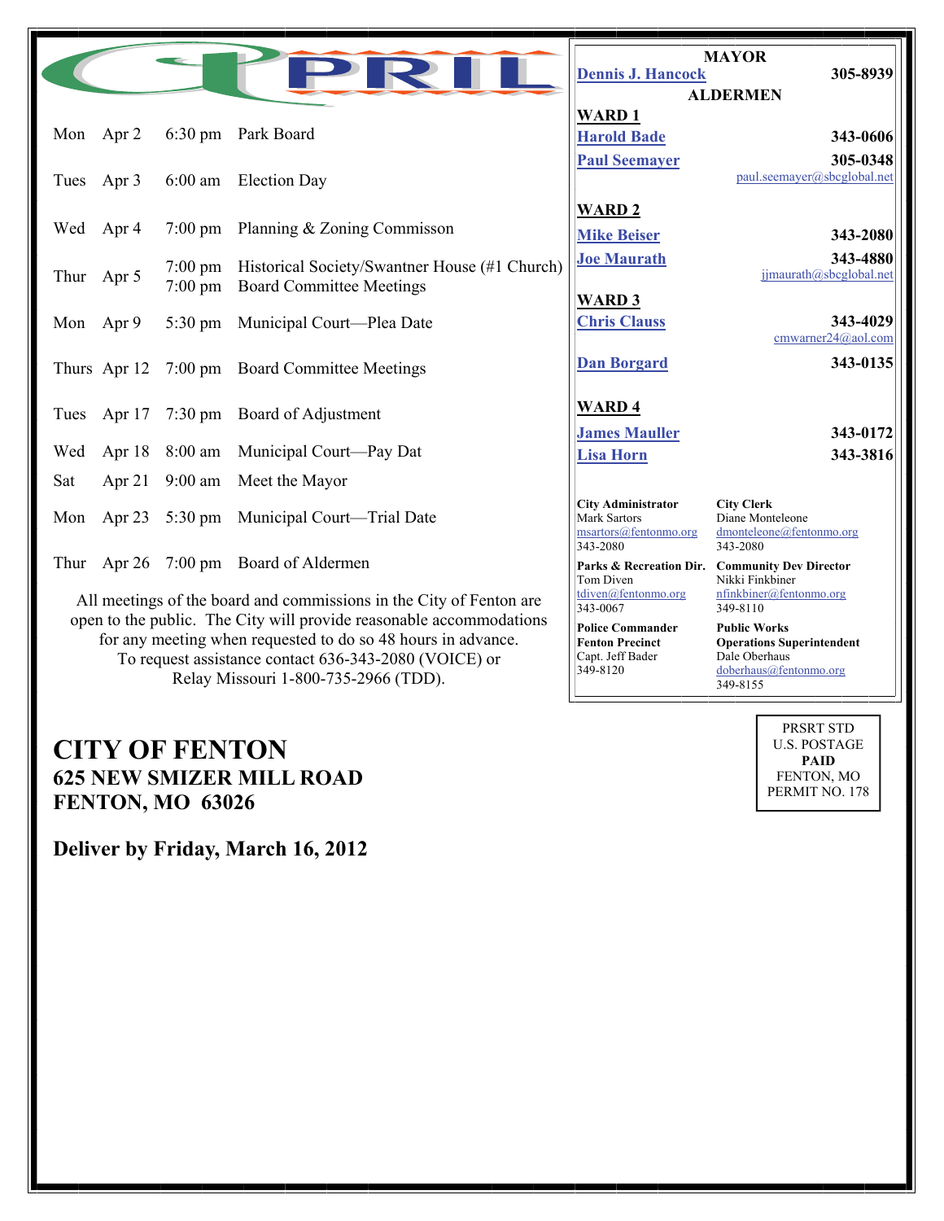# APRIL

| | | | |
|---|---|---|---|
| Mon | Apr 2 | 6:30 pm | Park Board |
| Tues | Apr 3 | 6:00 am | Election Day |
| Wed | Apr 4 | 7:00 pm | Planning & Zoning Commisson |
| Thur | Apr 5 | 7:00 pm<br>7:00 pm | Historical Society/Swantner House (#1 Church)<br>Board Committee Meetings |
| Mon | Apr 9 | 5:30 pm | Municipal Court—Plea Date |
| Thurs | Apr 12 | 7:00 pm | Board Committee Meetings |
| Tues | Apr 17 | 7:30 pm | Board of Adjustment |
| Wed | Apr 18 | 8:00 am | Municipal Court—Pay Dat |
| Sat | Apr 21 | 9:00 am | Meet the Mayor |
| Mon | Apr 23 | 5:30 pm | Municipal Court—Trial Date |
| Thur | Apr 26 | 7:00 pm | Board of Aldermen |

All meetings of the board and commissions in the City of Fenton are open to the public. The City will provide reasonable accommodations for any meeting when requested to do so 48 hours in advance. To request assistance contact 636-343-2080 (VOICE) or Relay Missouri 1-800-735-2966 (TDD).

**MAYOR**

**Dennis J. Hancock** **305-8939**

**ALDERMEN**

**WARD 1**

**Harold Bade** **343-0606**

**Paul Seemayer** **305-0348**
paul.seemayer@sbcglobal.net

**WARD 2**

**Mike Beiser** **343-2080**

**Joe Maurath** **343-4880**
jjmaurath@sbcglobal.net

**WARD 3**

**Chris Clauss** **343-4029**
cmwarner24@aol.com

**Dan Borgard** **343-0135**

**WARD 4**

**James Mauller** **343-0172**

**Lisa Horn** **343-3816**

**City Administrator**
Mark Sartors
msartors@fentonmo.org
343-2080

**City Clerk**
Diane Monteleone
dmonteleone@fentonmo.org
343-2080

**Parks & Recreation Dir.**
Tom Diven
tdiven@fentonmo.org
343-0067

**Community Dev Director**
Nikki Finkbiner
nfinkbiner@fentonmo.org
349-8110

**Police Commander**
**Fenton Precinct**
Capt. Jeff Bader
349-8120

**Public Works**
**Operations Superintendent**
Dale Oberhaus
doberhaus@fentonmo.org
349-8155

## CITY OF FENTON
### 625 NEW SMIZER MILL ROAD
### FENTON, MO 63026

PRSRT STD
U.S. POSTAGE
**PAID**
FENTON, MO
PERMIT NO. 178

**Deliver by Friday, March 16, 2012**